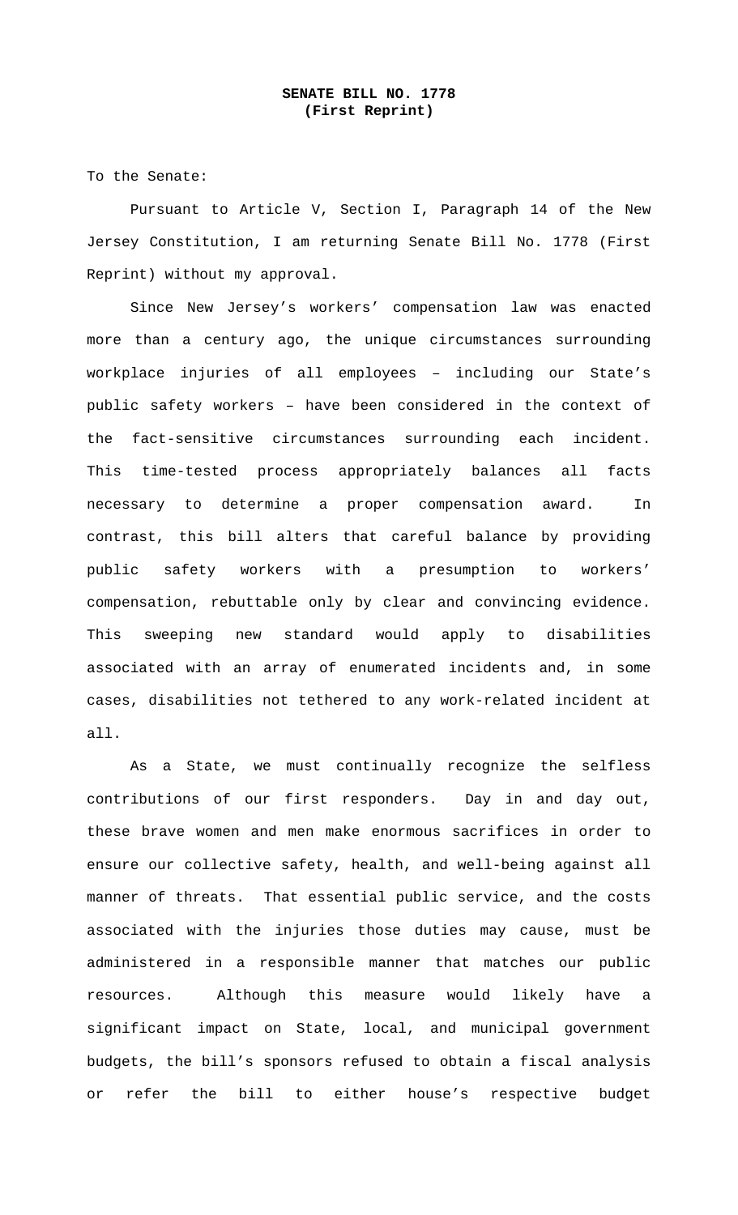**SENATE BILL NO. 1778**
**(First Reprint)**

To the Senate:

Pursuant to Article V, Section I, Paragraph 14 of the New Jersey Constitution, I am returning Senate Bill No. 1778 (First Reprint) without my approval.

Since New Jersey's workers' compensation law was enacted more than a century ago, the unique circumstances surrounding workplace injuries of all employees – including our State's public safety workers – have been considered in the context of the fact-sensitive circumstances surrounding each incident. This time-tested process appropriately balances all facts necessary to determine a proper compensation award. In contrast, this bill alters that careful balance by providing public safety workers with a presumption to workers' compensation, rebuttable only by clear and convincing evidence. This sweeping new standard would apply to disabilities associated with an array of enumerated incidents and, in some cases, disabilities not tethered to any work-related incident at all.

As a State, we must continually recognize the selfless contributions of our first responders. Day in and day out, these brave women and men make enormous sacrifices in order to ensure our collective safety, health, and well-being against all manner of threats. That essential public service, and the costs associated with the injuries those duties may cause, must be administered in a responsible manner that matches our public resources. Although this measure would likely have a significant impact on State, local, and municipal government budgets, the bill's sponsors refused to obtain a fiscal analysis or refer the bill to either house's respective budget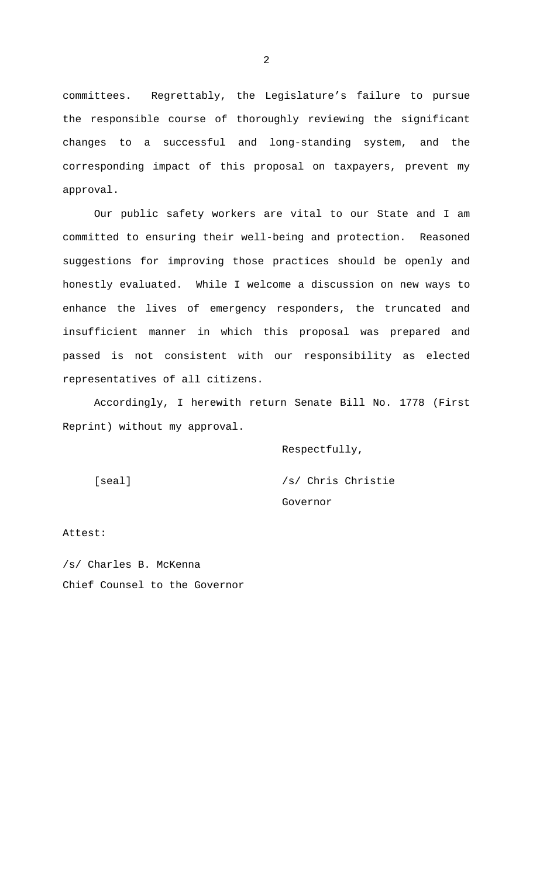committees. Regrettably, the Legislature's failure to pursue the responsible course of thoroughly reviewing the significant changes to a successful and long-standing system, and the corresponding impact of this proposal on taxpayers, prevent my approval.

Our public safety workers are vital to our State and I am committed to ensuring their well-being and protection. Reasoned suggestions for improving those practices should be openly and honestly evaluated. While I welcome a discussion on new ways to enhance the lives of emergency responders, the truncated and insufficient manner in which this proposal was prepared and passed is not consistent with our responsibility as elected representatives of all citizens.

Accordingly, I herewith return Senate Bill No. 1778 (First Reprint) without my approval.

Respectfully,

[seal]

/s/ Chris Christie

Governor

Attest:

/s/ Charles B. McKenna

Chief Counsel to the Governor